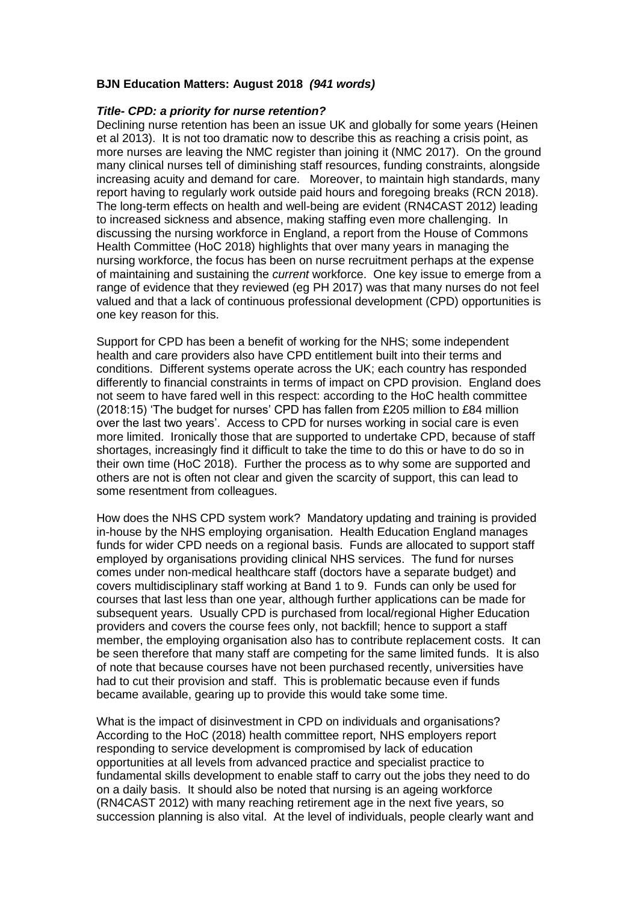**BJN Education Matters: August 2018** ***(941 words)***

***Title- CPD: a priority for nurse retention?***

Declining nurse retention has been an issue UK and globally for some years (Heinen et al 2013). It is not too dramatic now to describe this as reaching a crisis point, as more nurses are leaving the NMC register than joining it (NMC 2017). On the ground many clinical nurses tell of diminishing staff resources, funding constraints, alongside increasing acuity and demand for care. Moreover, to maintain high standards, many report having to regularly work outside paid hours and foregoing breaks (RCN 2018). The long-term effects on health and well-being are evident (RN4CAST 2012) leading to increased sickness and absence, making staffing even more challenging. In discussing the nursing workforce in England, a report from the House of Commons Health Committee (HoC 2018) highlights that over many years in managing the nursing workforce, the focus has been on nurse recruitment perhaps at the expense of maintaining and sustaining the *current* workforce. One key issue to emerge from a range of evidence that they reviewed (eg PH 2017) was that many nurses do not feel valued and that a lack of continuous professional development (CPD) opportunities is one key reason for this.

Support for CPD has been a benefit of working for the NHS; some independent health and care providers also have CPD entitlement built into their terms and conditions. Different systems operate across the UK; each country has responded differently to financial constraints in terms of impact on CPD provision. England does not seem to have fared well in this respect: according to the HoC health committee (2018:15) 'The budget for nurses' CPD has fallen from £205 million to £84 million over the last two years'. Access to CPD for nurses working in social care is even more limited. Ironically those that are supported to undertake CPD, because of staff shortages, increasingly find it difficult to take the time to do this or have to do so in their own time (HoC 2018). Further the process as to why some are supported and others are not is often not clear and given the scarcity of support, this can lead to some resentment from colleagues.

How does the NHS CPD system work? Mandatory updating and training is provided in-house by the NHS employing organisation. Health Education England manages funds for wider CPD needs on a regional basis. Funds are allocated to support staff employed by organisations providing clinical NHS services. The fund for nurses comes under non-medical healthcare staff (doctors have a separate budget) and covers multidisciplinary staff working at Band 1 to 9. Funds can only be used for courses that last less than one year, although further applications can be made for subsequent years. Usually CPD is purchased from local/regional Higher Education providers and covers the course fees only, not backfill; hence to support a staff member, the employing organisation also has to contribute replacement costs. It can be seen therefore that many staff are competing for the same limited funds. It is also of note that because courses have not been purchased recently, universities have had to cut their provision and staff. This is problematic because even if funds became available, gearing up to provide this would take some time.

What is the impact of disinvestment in CPD on individuals and organisations? According to the HoC (2018) health committee report, NHS employers report responding to service development is compromised by lack of education opportunities at all levels from advanced practice and specialist practice to fundamental skills development to enable staff to carry out the jobs they need to do on a daily basis. It should also be noted that nursing is an ageing workforce (RN4CAST 2012) with many reaching retirement age in the next five years, so succession planning is also vital. At the level of individuals, people clearly want and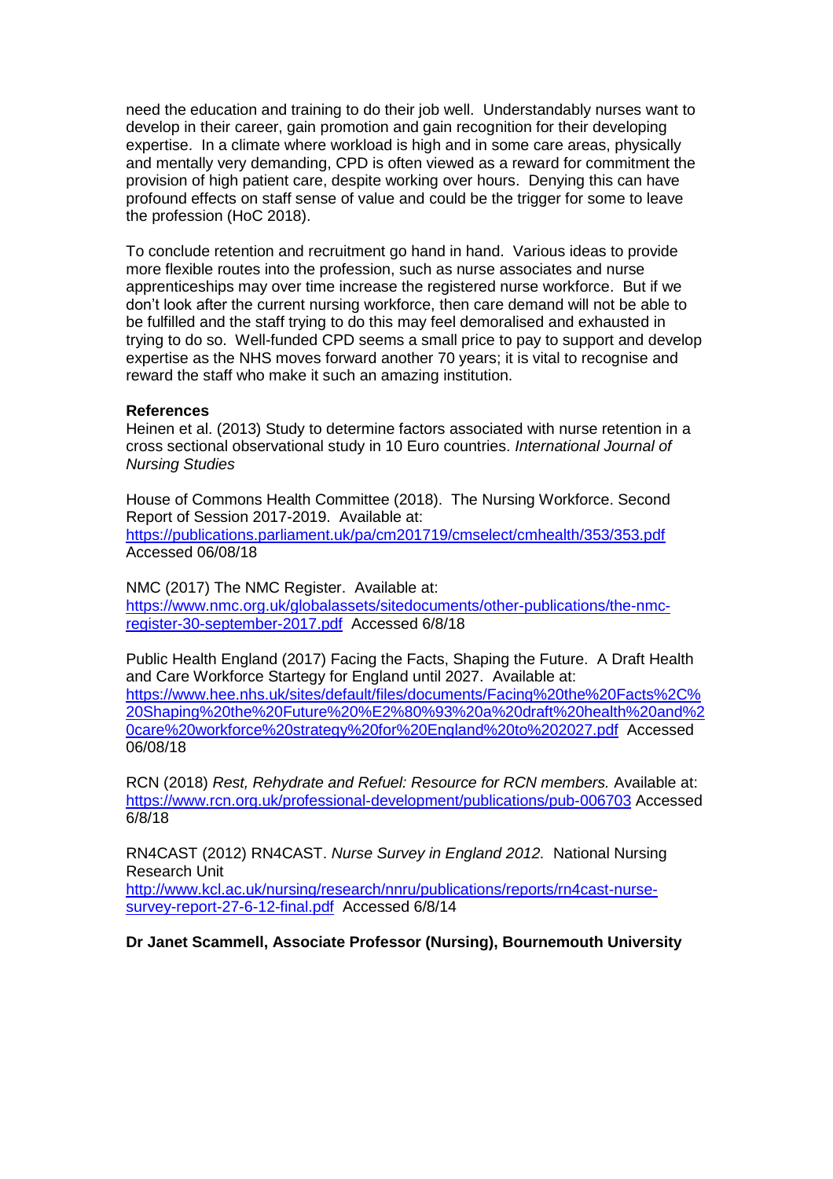need the education and training to do their job well. Understandably nurses want to develop in their career, gain promotion and gain recognition for their developing expertise. In a climate where workload is high and in some care areas, physically and mentally very demanding, CPD is often viewed as a reward for commitment the provision of high patient care, despite working over hours. Denying this can have profound effects on staff sense of value and could be the trigger for some to leave the profession (HoC 2018).

To conclude retention and recruitment go hand in hand. Various ideas to provide more flexible routes into the profession, such as nurse associates and nurse apprenticeships may over time increase the registered nurse workforce. But if we don't look after the current nursing workforce, then care demand will not be able to be fulfilled and the staff trying to do this may feel demoralised and exhausted in trying to do so. Well-funded CPD seems a small price to pay to support and develop expertise as the NHS moves forward another 70 years; it is vital to recognise and reward the staff who make it such an amazing institution.

**References**

Heinen et al. (2013) Study to determine factors associated with nurse retention in a cross sectional observational study in 10 Euro countries. *International Journal of Nursing Studies*

House of Commons Health Committee (2018). The Nursing Workforce. Second Report of Session 2017-2019. Available at: https://publications.parliament.uk/pa/cm201719/cmselect/cmhealth/353/353.pdf Accessed 06/08/18

NMC (2017) The NMC Register. Available at: https://www.nmc.org.uk/globalassets/sitedocuments/other-publications/the-nmc-register-30-september-2017.pdf Accessed 6/8/18

Public Health England (2017) Facing the Facts, Shaping the Future. A Draft Health and Care Workforce Startegy for England until 2027. Available at: https://www.hee.nhs.uk/sites/default/files/documents/Facing%20the%20Facts%2C%20Shaping%20the%20Future%20%E2%80%93%20a%20draft%20health%20and%20care%20workforce%20strategy%20for%20England%20to%202027.pdf Accessed 06/08/18

RCN (2018) *Rest, Rehydrate and Refuel: Resource for RCN members.* Available at: https://www.rcn.org.uk/professional-development/publications/pub-006703 Accessed 6/8/18

RN4CAST (2012) RN4CAST. *Nurse Survey in England 2012.* National Nursing Research Unit http://www.kcl.ac.uk/nursing/research/nnru/publications/reports/rn4cast-nurse-survey-report-27-6-12-final.pdf Accessed 6/8/14

**Dr Janet Scammell, Associate Professor (Nursing), Bournemouth University**